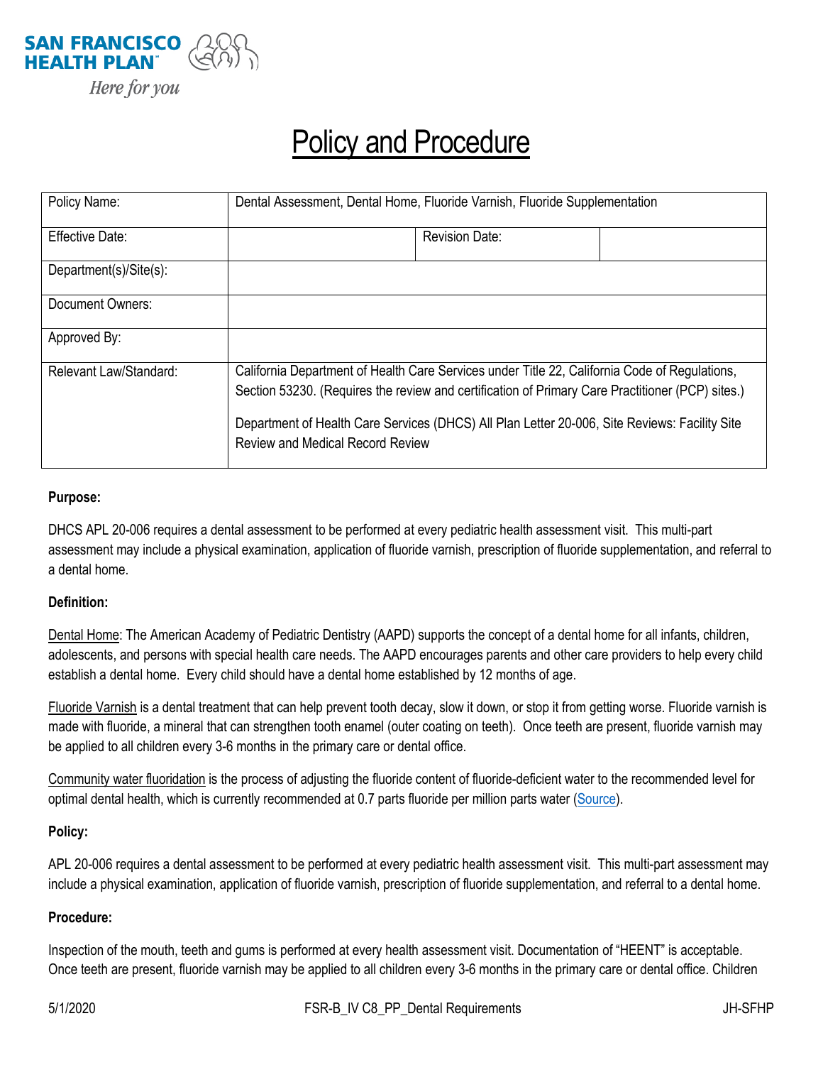SAN FRANCISCO HEALTH PLAN
*Here for you*

# Policy and Procedure

| Policy Name: | Dental Assessment, Dental Home, Fluoride Varnish, Fluoride Supplementation | | |
|---|---|---|---|
| Effective Date: | | Revision Date: | |
| Department(s)/Site(s): | | | |
| Document Owners: | | | |
| Approved By: | | | |
| Relevant Law/Standard: | California Department of Health Care Services under Title 22, California Code of Regulations, Section 53230. (Requires the review and certification of Primary Care Practitioner (PCP) sites.)<br><br>Department of Health Care Services (DHCS) All Plan Letter 20-006, Site Reviews: Facility Site Review and Medical Record Review | | |

**Purpose:**

DHCS APL 20-006 requires a dental assessment to be performed at every pediatric health assessment visit. This multi-part assessment may include a physical examination, application of fluoride varnish, prescription of fluoride supplementation, and referral to a dental home.

**Definition:**

Dental Home: The American Academy of Pediatric Dentistry (AAPD) supports the concept of a dental home for all infants, children, adolescents, and persons with special health care needs. The AAPD encourages parents and other care providers to help every child establish a dental home. Every child should have a dental home established by 12 months of age.

Fluoride Varnish is a dental treatment that can help prevent tooth decay, slow it down, or stop it from getting worse. Fluoride varnish is made with fluoride, a mineral that can strengthen tooth enamel (outer coating on teeth). Once teeth are present, fluoride varnish may be applied to all children every 3-6 months in the primary care or dental office.

Community water fluoridation is the process of adjusting the fluoride content of fluoride-deficient water to the recommended level for optimal dental health, which is currently recommended at 0.7 parts fluoride per million parts water (Source).

**Policy:**

APL 20-006 requires a dental assessment to be performed at every pediatric health assessment visit. This multi-part assessment may include a physical examination, application of fluoride varnish, prescription of fluoride supplementation, and referral to a dental home.

**Procedure:**

Inspection of the mouth, teeth and gums is performed at every health assessment visit. Documentation of "HEENT" is acceptable. Once teeth are present, fluoride varnish may be applied to all children every 3-6 months in the primary care or dental office. Children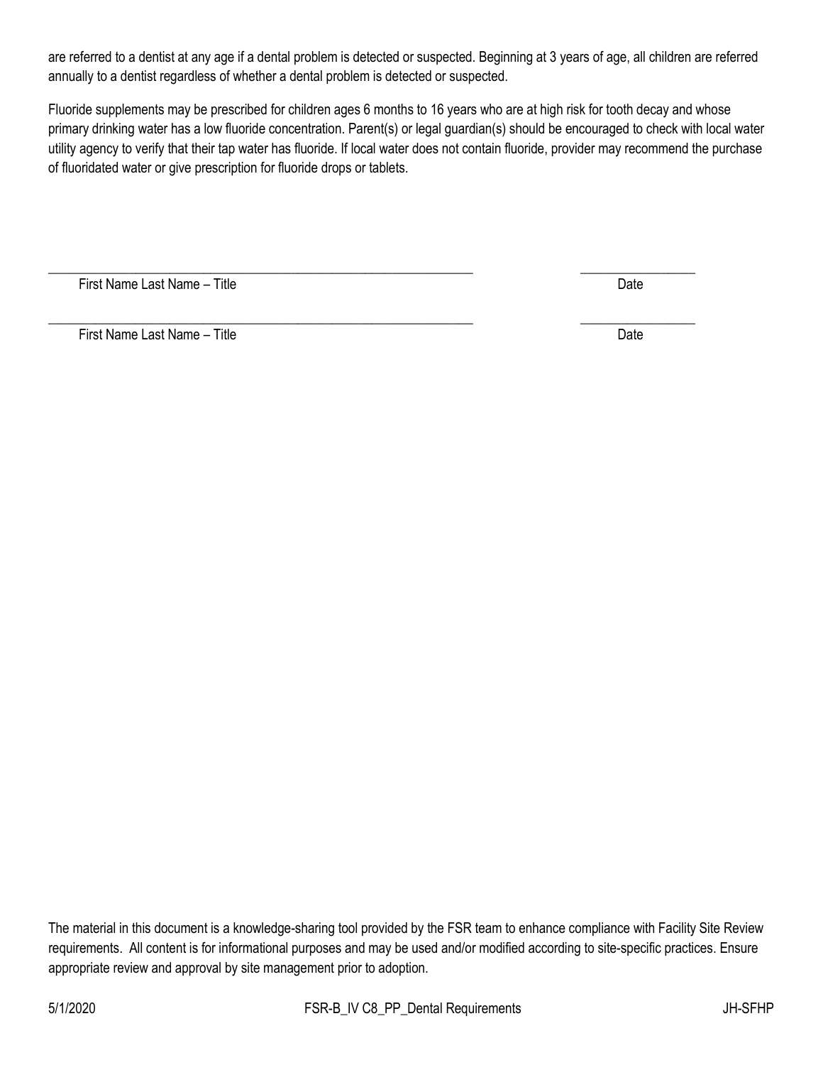are referred to a dentist at any age if a dental problem is detected or suspected. Beginning at 3 years of age, all children are referred annually to a dentist regardless of whether a dental problem is detected or suspected.

Fluoride supplements may be prescribed for children ages 6 months to 16 years who are at high risk for tooth decay and whose primary drinking water has a low fluoride concentration. Parent(s) or legal guardian(s) should be encouraged to check with local water utility agency to verify that their tap water has fluoride. If local water does not contain fluoride, provider may recommend the purchase of fluoridated water or give prescription for fluoride drops or tablets.

_______________________________________________________________ _________________

First Name Last Name – Title Date

_______________________________________________________________ _________________

First Name Last Name – Title Date

The material in this document is a knowledge-sharing tool provided by the FSR team to enhance compliance with Facility Site Review requirements. All content is for informational purposes and may be used and/or modified according to site-specific practices. Ensure appropriate review and approval by site management prior to adoption.